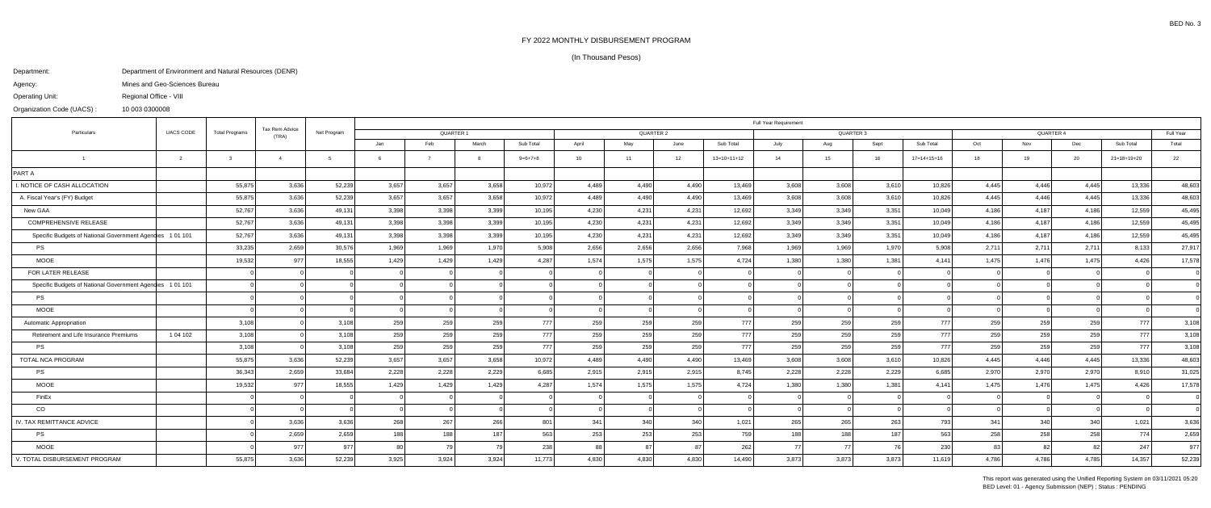BED No. 3

# FY 2022 MONTHLY DISBURSEMENT PROGRAM

(In Thousand Pesos)

Department: Department of Environment and Natural Resources (DENR)

Agency: Mines and Geo-Sciences Bureau

Operating Unit: Regional Office - VIII

Organization Code (UACS) : 10 003 0300008

| Particulars | UACS CODE | Total Programs | Tax Rem Advice (TRA) | Net Program | Full Year Requirement | | | | | | | | | | | | | | | | | |
|---|---|---|---|---|---|---|---|---|---|---|---|---|---|---|---|---|---|---|---|---|---|
| | | | | | QUARTER 1 | | | | QUARTER 2 | | | | QUARTER 3 | | | | QUARTER 4 | | | | Full Year |
| | | | | | Jan | Feb | March | Sub Total | April | May | June | Sub Total | July | Aug | Sept | Sub Total | Oct | Nov | Dec | Sub Total | Total |
| 1 | 2 | 3 | 4 | 5 | 6 | 7 | 8 | 9=6+7+8 | 10 | 11 | 12 | 13=10+11+12 | 14 | 15 | 16 | 17=14+15+16 | 18 | 19 | 20 | 21=18+19+20 | 22 |
| PART A | | | | | | | | | | | | | | | | | | | | | |
| I. NOTICE OF CASH ALLOCATION | | 55,875 | 3,636 | 52,239 | 3,657 | 3,657 | 3,658 | 10,972 | 4,489 | 4,490 | 4,490 | 13,469 | 3,608 | 3,608 | 3,610 | 10,826 | 4,445 | 4,446 | 4,445 | 13,336 | 48,603 |
| A. Fiscal Year's (FY) Budget | | 55,875 | 3,636 | 52,239 | 3,657 | 3,657 | 3,658 | 10,972 | 4,489 | 4,490 | 4,490 | 13,469 | 3,608 | 3,608 | 3,610 | 10,826 | 4,445 | 4,446 | 4,445 | 13,336 | 48,603 |
| New GAA | | 52,767 | 3,636 | 49,131 | 3,398 | 3,398 | 3,399 | 10,195 | 4,230 | 4,231 | 4,231 | 12,692 | 3,349 | 3,349 | 3,351 | 10,049 | 4,186 | 4,187 | 4,186 | 12,559 | 45,495 |
| COMPREHENSIVE RELEASE | | 52,767 | 3,636 | 49,131 | 3,398 | 3,398 | 3,399 | 10,195 | 4,230 | 4,231 | 4,231 | 12,692 | 3,349 | 3,349 | 3,351 | 10,049 | 4,186 | 4,187 | 4,186 | 12,559 | 45,495 |
| Specific Budgets of National Government Agencies | 1 01 101 | 52,767 | 3,636 | 49,131 | 3,398 | 3,398 | 3,399 | 10,195 | 4,230 | 4,231 | 4,231 | 12,692 | 3,349 | 3,349 | 3,351 | 10,049 | 4,186 | 4,187 | 4,186 | 12,559 | 45,495 |
| PS | | 33,235 | 2,659 | 30,576 | 1,969 | 1,969 | 1,970 | 5,908 | 2,656 | 2,656 | 2,656 | 7,968 | 1,969 | 1,969 | 1,970 | 5,908 | 2,711 | 2,711 | 2,711 | 8,133 | 27,917 |
| MOOE | | 19,532 | 977 | 18,555 | 1,429 | 1,429 | 1,429 | 4,287 | 1,574 | 1,575 | 1,575 | 4,724 | 1,380 | 1,380 | 1,381 | 4,141 | 1,475 | 1,476 | 1,475 | 4,426 | 17,578 |
| FOR LATER RELEASE | | 0 | 0 | 0 | 0 | 0 | 0 | 0 | 0 | 0 | 0 | 0 | 0 | 0 | 0 | 0 | 0 | 0 | 0 | 0 | 0 |
| Specific Budgets of National Government Agencies | 1 01 101 | 0 | 0 | 0 | 0 | 0 | 0 | 0 | 0 | 0 | 0 | 0 | 0 | 0 | 0 | 0 | 0 | 0 | 0 | 0 | 0 |
| PS | | 0 | 0 | 0 | 0 | 0 | 0 | 0 | 0 | 0 | 0 | 0 | 0 | 0 | 0 | 0 | 0 | 0 | 0 | 0 | 0 |
| MOOE | | 0 | 0 | 0 | 0 | 0 | 0 | 0 | 0 | 0 | 0 | 0 | 0 | 0 | 0 | 0 | 0 | 0 | 0 | 0 | 0 |
| Automatic Appropriation | | 3,108 | 0 | 3,108 | 259 | 259 | 259 | 777 | 259 | 259 | 259 | 777 | 259 | 259 | 259 | 777 | 259 | 259 | 259 | 777 | 3,108 |
| Retirement and Life Insurance Premiums | 1 04 102 | 3,108 | 0 | 3,108 | 259 | 259 | 259 | 777 | 259 | 259 | 259 | 777 | 259 | 259 | 259 | 777 | 259 | 259 | 259 | 777 | 3,108 |
| PS | | 3,108 | 0 | 3,108 | 259 | 259 | 259 | 777 | 259 | 259 | 259 | 777 | 259 | 259 | 259 | 777 | 259 | 259 | 259 | 777 | 3,108 |
| TOTAL NCA PROGRAM | | 55,875 | 3,636 | 52,239 | 3,657 | 3,657 | 3,658 | 10,972 | 4,489 | 4,490 | 4,490 | 13,469 | 3,608 | 3,608 | 3,610 | 10,826 | 4,445 | 4,446 | 4,445 | 13,336 | 48,603 |
| PS | | 36,343 | 2,659 | 33,684 | 2,228 | 2,228 | 2,229 | 6,685 | 2,915 | 2,915 | 2,915 | 8,745 | 2,228 | 2,228 | 2,229 | 6,685 | 2,970 | 2,970 | 2,970 | 8,910 | 31,025 |
| MOOE | | 19,532 | 977 | 18,555 | 1,429 | 1,429 | 1,429 | 4,287 | 1,574 | 1,575 | 1,575 | 4,724 | 1,380 | 1,380 | 1,381 | 4,141 | 1,475 | 1,476 | 1,475 | 4,426 | 17,578 |
| FinEx | | 0 | 0 | 0 | 0 | 0 | 0 | 0 | 0 | 0 | 0 | 0 | 0 | 0 | 0 | 0 | 0 | 0 | 0 | 0 | 0 |
| CO | | 0 | 0 | 0 | 0 | 0 | 0 | 0 | 0 | 0 | 0 | 0 | 0 | 0 | 0 | 0 | 0 | 0 | 0 | 0 | 0 |
| IV. TAX REMITTANCE ADVICE | | 0 | 3,636 | 3,636 | 268 | 267 | 266 | 801 | 341 | 340 | 340 | 1,021 | 265 | 265 | 263 | 793 | 341 | 340 | 340 | 1,021 | 3,636 |
| PS | | 0 | 2,659 | 2,659 | 188 | 188 | 187 | 563 | 253 | 253 | 253 | 759 | 188 | 188 | 187 | 563 | 258 | 258 | 258 | 774 | 2,659 |
| MOOE | | 0 | 977 | 977 | 80 | 79 | 79 | 238 | 88 | 87 | 87 | 262 | 77 | 77 | 76 | 230 | 83 | 82 | 82 | 247 | 977 |
| V. TOTAL DISBURSEMENT PROGRAM | | 55,875 | 3,636 | 52,239 | 3,925 | 3,924 | 3,924 | 11,773 | 4,830 | 4,830 | 4,830 | 14,490 | 3,873 | 3,873 | 3,873 | 11,619 | 4,786 | 4,786 | 4,785 | 14,357 | 52,239 |

This report was generated using the Unified Reporting System on 03/11/2021 05:20
BED Level: 01 - Agency Submission (NEP) ; Status : PENDING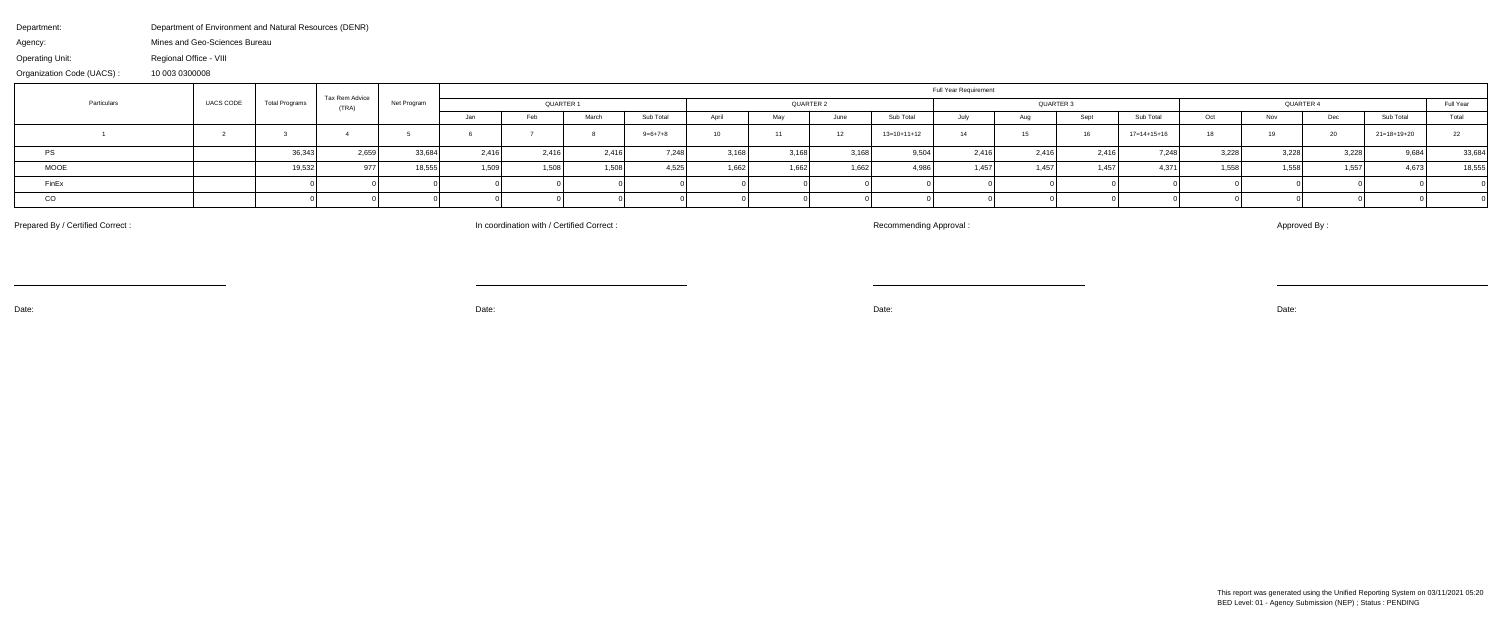Department: Department of Environment and Natural Resources (DENR)

Agency: Mines and Geo-Sciences Bureau

Operating Unit: Regional Office - VIII

Organization Code (UACS) : 10 003 0300008

| Particulars | UACS CODE | Total Programs | Tax Rem Advice (TRA) | Net Program | Full Year Requirement | | | | | | | | | | | | | | | | | |
|---|---|---|---|---|---|---|---|---|---|---|---|---|---|---|---|---|---|---|---|---|---|---|
| | | | | | QUARTER 1 | | | | QUARTER 2 | | | | QUARTER 3 | | | | QUARTER 4 | | | | Full Year |
| | | | | | Jan | Feb | March | Sub Total | April | May | June | Sub Total | July | Aug | Sept | Sub Total | Oct | Nov | Dec | Sub Total | Total |
| 1 | 2 | 3 | 4 | 5 | 6 | 7 | 8 | 9=6+7+8 | 10 | 11 | 12 | 13=10+11+12 | 14 | 15 | 16 | 17=14+15+16 | 18 | 19 | 20 | 21=18+19+20 | 22 |
| PS | | 36,343 | 2,659 | 33,684 | 2,416 | 2,416 | 2,416 | 7,248 | 3,168 | 3,168 | 3,168 | 9,504 | 2,416 | 2,416 | 2,416 | 7,248 | 3,228 | 3,228 | 3,228 | 9,684 | 33,684 |
| MOOE | | 19,532 | 977 | 18,555 | 1,509 | 1,508 | 1,508 | 4,525 | 1,662 | 1,662 | 1,662 | 4,986 | 1,457 | 1,457 | 1,457 | 4,371 | 1,558 | 1,558 | 1,557 | 4,673 | 18,555 |
| FinEx | | 0 | 0 | 0 | 0 | 0 | 0 | 0 | 0 | 0 | 0 | 0 | 0 | 0 | 0 | 0 | 0 | 0 | 0 | 0 | 0 |
| CO | | 0 | 0 | 0 | 0 | 0 | 0 | 0 | 0 | 0 | 0 | 0 | 0 | 0 | 0 | 0 | 0 | 0 | 0 | 0 | 0 |

Prepared By / Certified Correct :

Date:

In coordination with / Certified Correct :

Date:

Recommending Approval :

Date:

Approved By :

Date:

This report was generated using the Unified Reporting System on 03/11/2021 05:20
BED Level: 01 - Agency Submission (NEP) ; Status : PENDING